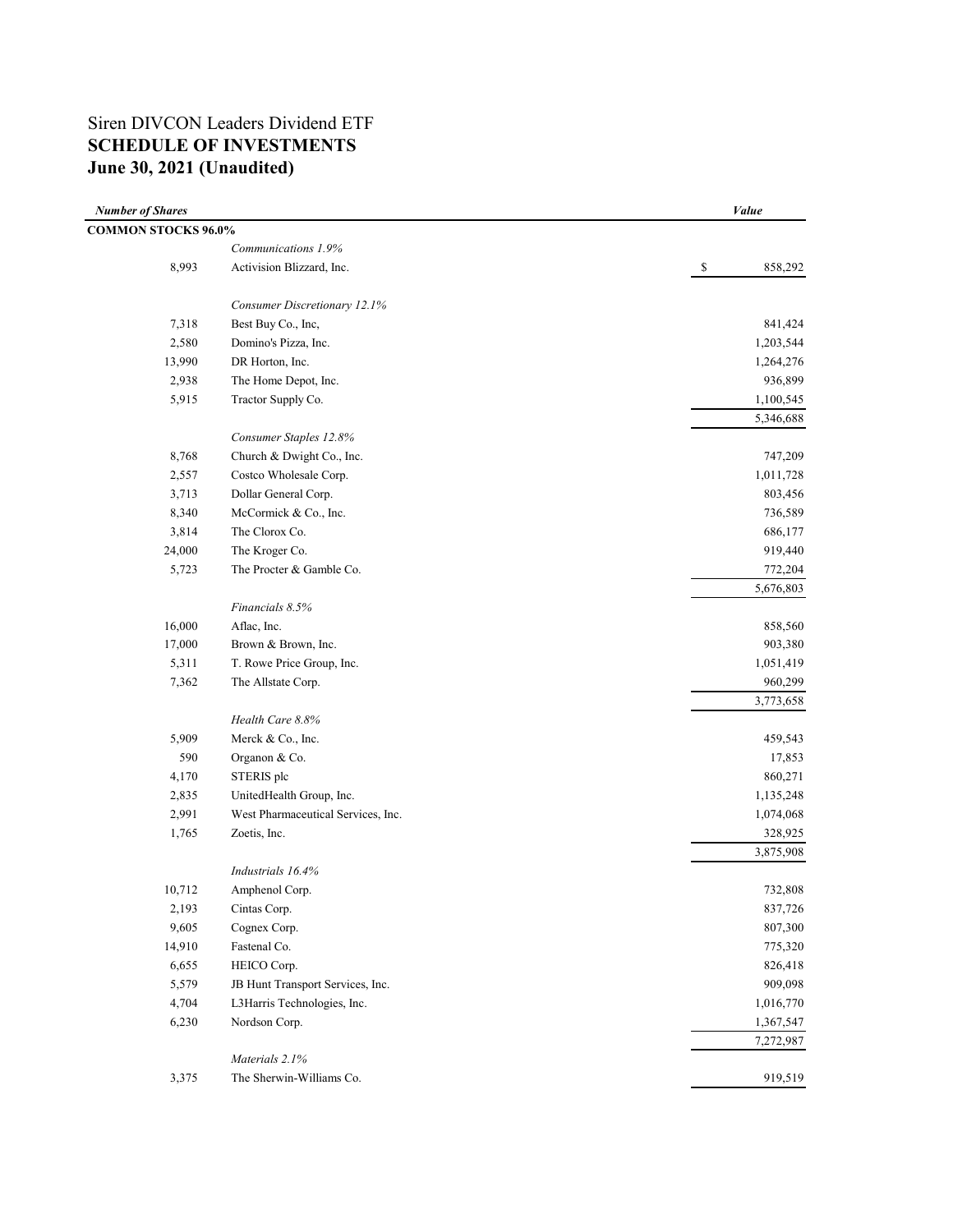# Siren DIVCON Leaders Dividend ETF
## SCHEDULE OF INVESTMENTS
## June 30, 2021 (Unaudited)

| *Number of Shares* | | *Value* |
|---|---|---|
| **COMMON STOCKS 96.0%** | | |
| | *Communications 1.9%* | |
| 8,993 | Activision Blizzard, Inc. | $ 858,292 |
| | *Consumer Discretionary 12.1%* | |
| 7,318 | Best Buy Co., Inc, | 841,424 |
| 2,580 | Domino's Pizza, Inc. | 1,203,544 |
| 13,990 | DR Horton, Inc. | 1,264,276 |
| 2,938 | The Home Depot, Inc. | 936,899 |
| 5,915 | Tractor Supply Co. | 1,100,545 |
| | | 5,346,688 |
| | *Consumer Staples 12.8%* | |
| 8,768 | Church & Dwight Co., Inc. | 747,209 |
| 2,557 | Costco Wholesale Corp. | 1,011,728 |
| 3,713 | Dollar General Corp. | 803,456 |
| 8,340 | McCormick & Co., Inc. | 736,589 |
| 3,814 | The Clorox Co. | 686,177 |
| 24,000 | The Kroger Co. | 919,440 |
| 5,723 | The Procter & Gamble Co. | 772,204 |
| | | 5,676,803 |
| | *Financials 8.5%* | |
| 16,000 | Aflac, Inc. | 858,560 |
| 17,000 | Brown & Brown, Inc. | 903,380 |
| 5,311 | T. Rowe Price Group, Inc. | 1,051,419 |
| 7,362 | The Allstate Corp. | 960,299 |
| | | 3,773,658 |
| | *Health Care 8.8%* | |
| 5,909 | Merck & Co., Inc. | 459,543 |
| 590 | Organon & Co. | 17,853 |
| 4,170 | STERIS plc | 860,271 |
| 2,835 | UnitedHealth Group, Inc. | 1,135,248 |
| 2,991 | West Pharmaceutical Services, Inc. | 1,074,068 |
| 1,765 | Zoetis, Inc. | 328,925 |
| | | 3,875,908 |
| | *Industrials 16.4%* | |
| 10,712 | Amphenol Corp. | 732,808 |
| 2,193 | Cintas Corp. | 837,726 |
| 9,605 | Cognex Corp. | 807,300 |
| 14,910 | Fastenal Co. | 775,320 |
| 6,655 | HEICO Corp. | 826,418 |
| 5,579 | JB Hunt Transport Services, Inc. | 909,098 |
| 4,704 | L3Harris Technologies, Inc. | 1,016,770 |
| 6,230 | Nordson Corp. | 1,367,547 |
| | | 7,272,987 |
| | *Materials 2.1%* | |
| 3,375 | The Sherwin-Williams Co. | 919,519 |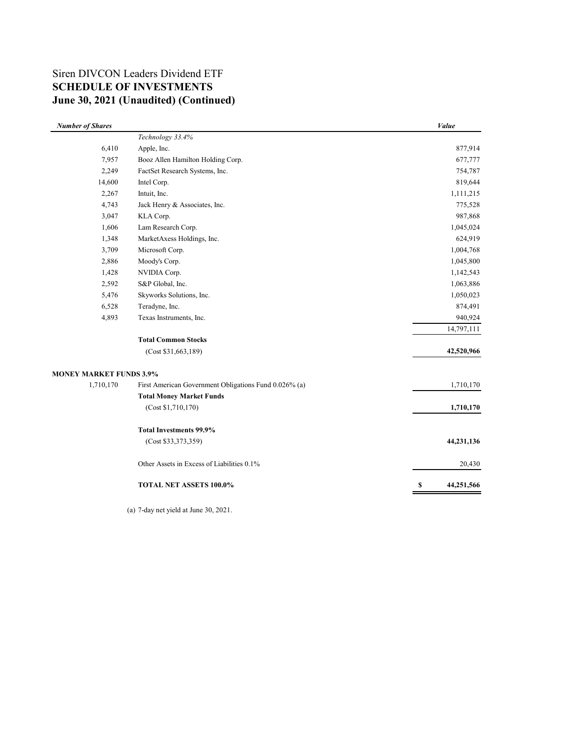Siren DIVCON Leaders Dividend ETF

**SCHEDULE OF INVESTMENTS**

**June 30, 2021 (Unaudited) (Continued)**

| *Number of Shares* | | *Value* |
|---|---|---|
| | *Technology 33.4%* | |
| 6,410 | Apple, Inc. | 877,914 |
| 7,957 | Booz Allen Hamilton Holding Corp. | 677,777 |
| 2,249 | FactSet Research Systems, Inc. | 754,787 |
| 14,600 | Intel Corp. | 819,644 |
| 2,267 | Intuit, Inc. | 1,111,215 |
| 4,743 | Jack Henry & Associates, Inc. | 775,528 |
| 3,047 | KLA Corp. | 987,868 |
| 1,606 | Lam Research Corp. | 1,045,024 |
| 1,348 | MarketAxess Holdings, Inc. | 624,919 |
| 3,709 | Microsoft Corp. | 1,004,768 |
| 2,886 | Moody's Corp. | 1,045,800 |
| 1,428 | NVIDIA Corp. | 1,142,543 |
| 2,592 | S&P Global, Inc. | 1,063,886 |
| 5,476 | Skyworks Solutions, Inc. | 1,050,023 |
| 6,528 | Teradyne, Inc. | 874,491 |
| 4,893 | Texas Instruments, Inc. | 940,924 |
| | | 14,797,111 |
| | **Total Common Stocks** | |
| | (Cost $31,663,189) | **42,520,966** |
| **MONEY MARKET FUNDS 3.9%** | | |
| 1,710,170 | First American Government Obligations Fund 0.026% (a) | 1,710,170 |
| | **Total Money Market Funds** | |
| | (Cost $1,710,170) | **1,710,170** |
| | **Total Investments 99.9%** | |
| | (Cost $33,373,359) | **44,231,136** |
| | Other Assets in Excess of Liabilities 0.1% | 20,430 |
| | **TOTAL NET ASSETS 100.0%** | **$ 44,251,566** |

(a) 7-day net yield at June 30, 2021.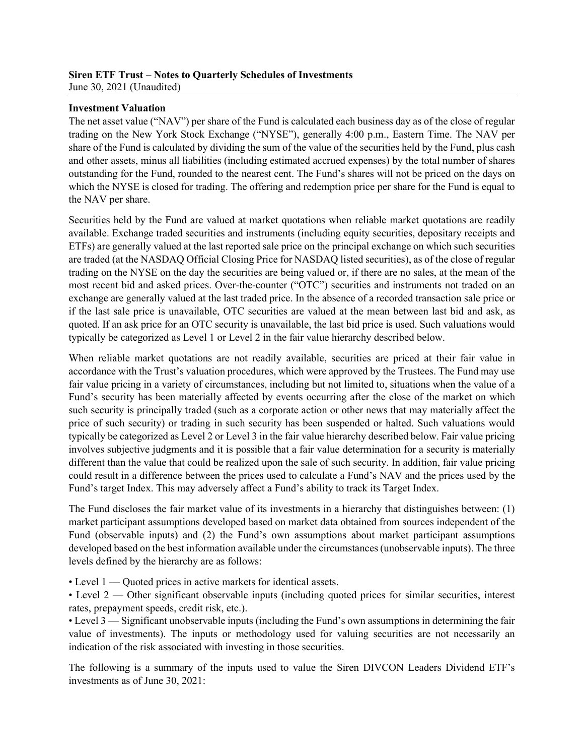**Siren ETF Trust – Notes to Quarterly Schedules of Investments**
June 30, 2021 (Unaudited)

**Investment Valuation**

The net asset value ("NAV") per share of the Fund is calculated each business day as of the close of regular trading on the New York Stock Exchange ("NYSE"), generally 4:00 p.m., Eastern Time. The NAV per share of the Fund is calculated by dividing the sum of the value of the securities held by the Fund, plus cash and other assets, minus all liabilities (including estimated accrued expenses) by the total number of shares outstanding for the Fund, rounded to the nearest cent. The Fund's shares will not be priced on the days on which the NYSE is closed for trading. The offering and redemption price per share for the Fund is equal to the NAV per share.

Securities held by the Fund are valued at market quotations when reliable market quotations are readily available. Exchange traded securities and instruments (including equity securities, depositary receipts and ETFs) are generally valued at the last reported sale price on the principal exchange on which such securities are traded (at the NASDAQ Official Closing Price for NASDAQ listed securities), as of the close of regular trading on the NYSE on the day the securities are being valued or, if there are no sales, at the mean of the most recent bid and asked prices. Over-the-counter ("OTC") securities and instruments not traded on an exchange are generally valued at the last traded price. In the absence of a recorded transaction sale price or if the last sale price is unavailable, OTC securities are valued at the mean between last bid and ask, as quoted. If an ask price for an OTC security is unavailable, the last bid price is used. Such valuations would typically be categorized as Level 1 or Level 2 in the fair value hierarchy described below.

When reliable market quotations are not readily available, securities are priced at their fair value in accordance with the Trust's valuation procedures, which were approved by the Trustees. The Fund may use fair value pricing in a variety of circumstances, including but not limited to, situations when the value of a Fund's security has been materially affected by events occurring after the close of the market on which such security is principally traded (such as a corporate action or other news that may materially affect the price of such security) or trading in such security has been suspended or halted. Such valuations would typically be categorized as Level 2 or Level 3 in the fair value hierarchy described below. Fair value pricing involves subjective judgments and it is possible that a fair value determination for a security is materially different than the value that could be realized upon the sale of such security. In addition, fair value pricing could result in a difference between the prices used to calculate a Fund's NAV and the prices used by the Fund's target Index. This may adversely affect a Fund's ability to track its Target Index.

The Fund discloses the fair market value of its investments in a hierarchy that distinguishes between: (1) market participant assumptions developed based on market data obtained from sources independent of the Fund (observable inputs) and (2) the Fund's own assumptions about market participant assumptions developed based on the best information available under the circumstances (unobservable inputs). The three levels defined by the hierarchy are as follows:

• Level 1 — Quoted prices in active markets for identical assets.
• Level 2 — Other significant observable inputs (including quoted prices for similar securities, interest rates, prepayment speeds, credit risk, etc.).
• Level 3 — Significant unobservable inputs (including the Fund's own assumptions in determining the fair value of investments). The inputs or methodology used for valuing securities are not necessarily an indication of the risk associated with investing in those securities.

The following is a summary of the inputs used to value the Siren DIVCON Leaders Dividend ETF's investments as of June 30, 2021: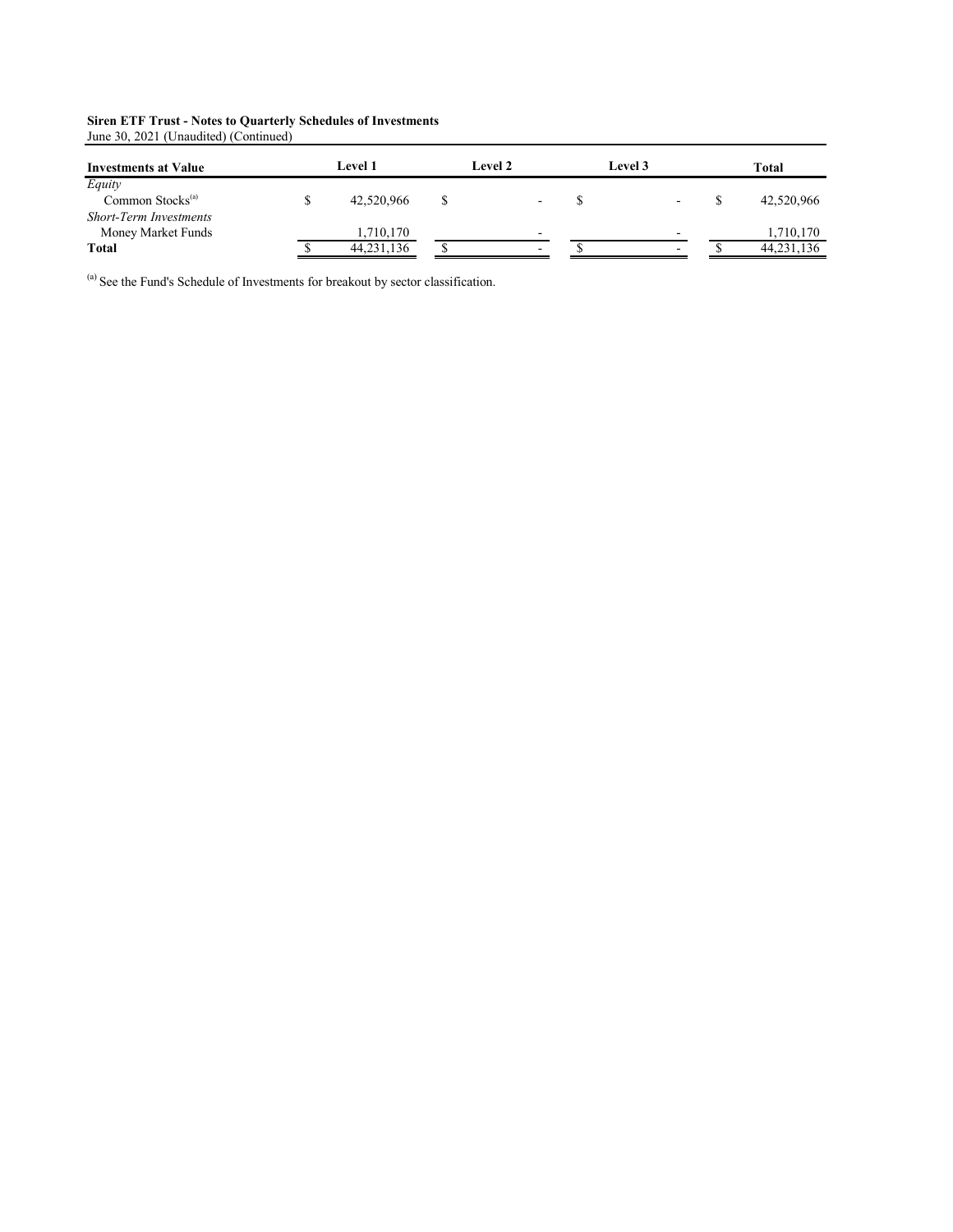**Siren ETF Trust - Notes to Quarterly Schedules of Investments**
June 30, 2021 (Unaudited) (Continued)

| Investments at Value | Level 1 | Level 2 | Level 3 | Total |
|---|---|---|---|---|
| *Equity* | | | | |
| Common Stocks[(a)] | $ 42,520,966 | $ - | $ - | $ 42,520,966 |
| *Short-Term Investments* | | | | |
| Money Market Funds | 1,710,170 | - | - | 1,710,170 |
| **Total** | $ 44,231,136 | $ - | $ - | $ 44,231,136 |

[(a)] See the Fund's Schedule of Investments for breakout by sector classification.